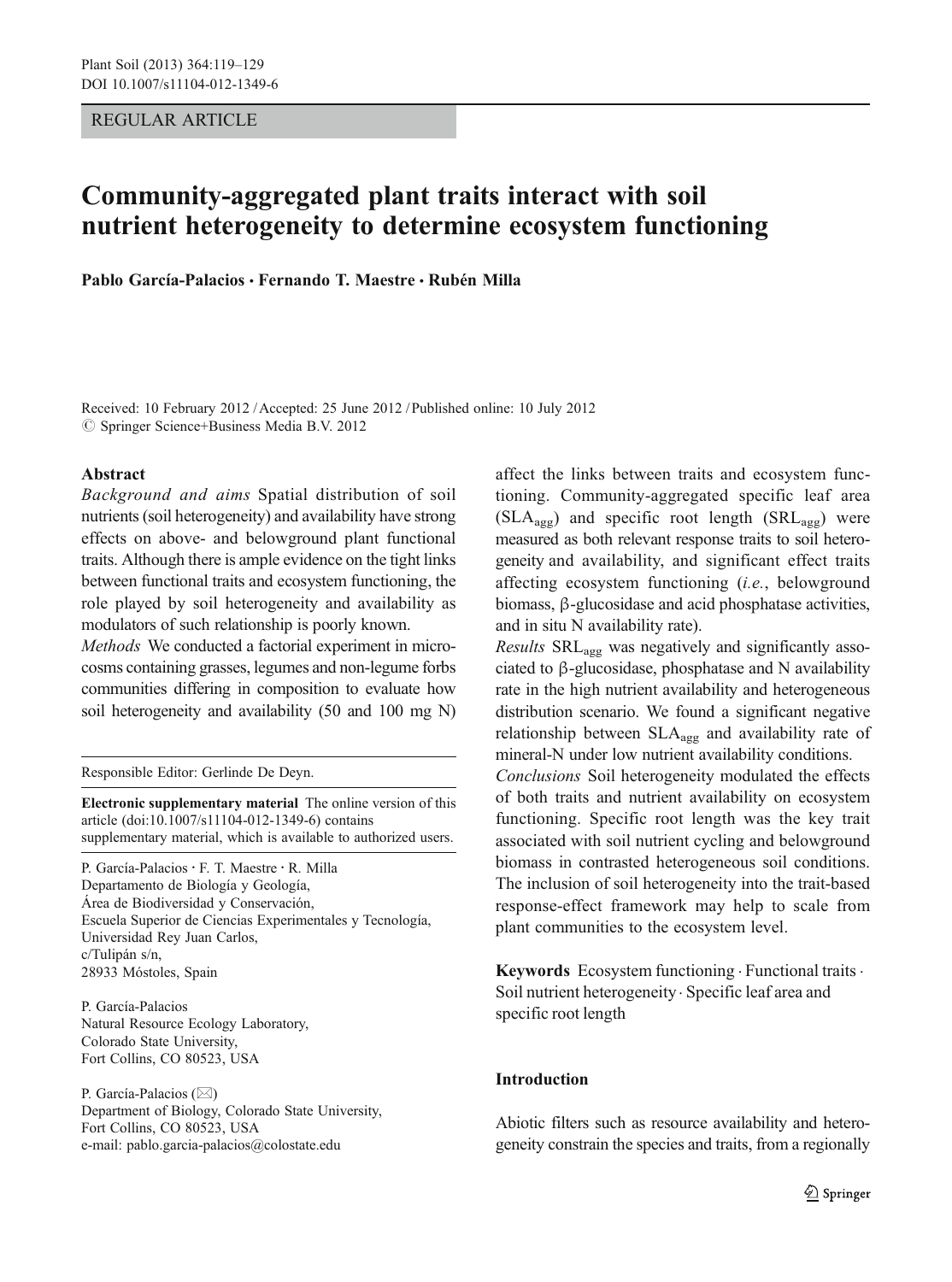REGULAR ARTICLE

# Community-aggregated plant traits interact with soil nutrient heterogeneity to determine ecosystem functioning

**Pablo García-Palacios · Fernando T. Maestre · Rubén Milla**

Received: 10 February 2012 / Accepted: 25 June 2012 / Published online: 10 July 2012
© Springer Science+Business Media B.V. 2012

## Abstract

*Background and aims* Spatial distribution of soil nutrients (soil heterogeneity) and availability have strong effects on above- and belowground plant functional traits. Although there is ample evidence on the tight links between functional traits and ecosystem functioning, the role played by soil heterogeneity and availability as modulators of such relationship is poorly known.

*Methods* We conducted a factorial experiment in microcosms containing grasses, legumes and non-legume forbs communities differing in composition to evaluate how soil heterogeneity and availability (50 and 100 mg N) affect the links between traits and ecosystem functioning. Community-aggregated specific leaf area ($SLA_{agg}$) and specific root length ($SRL_{agg}$) were measured as both relevant response traits to soil heterogeneity and availability, and significant effect traits affecting ecosystem functioning (*i.e.*, belowground biomass, β-glucosidase and acid phosphatase activities, and in situ N availability rate).

*Results* $SRL_{agg}$ was negatively and significantly associated to β-glucosidase, phosphatase and N availability rate in the high nutrient availability and heterogeneous distribution scenario. We found a significant negative relationship between $SLA_{agg}$ and availability rate of mineral-N under low nutrient availability conditions.

*Conclusions* Soil heterogeneity modulated the effects of both traits and nutrient availability on ecosystem functioning. Specific root length was the key trait associated with soil nutrient cycling and belowground biomass in contrasted heterogeneous soil conditions. The inclusion of soil heterogeneity into the trait-based response-effect framework may help to scale from plant communities to the ecosystem level.

**Keywords** Ecosystem functioning · Functional traits · Soil nutrient heterogeneity · Specific leaf area and specific root length

Responsible Editor: Gerlinde De Deyn.

**Electronic supplementary material** The online version of this article (doi:10.1007/s11104-012-1349-6) contains supplementary material, which is available to authorized users.

P. García-Palacios · F. T. Maestre · R. Milla
Departamento de Biología y Geología,
Área de Biodiversidad y Conservación,
Escuela Superior de Ciencias Experimentales y Tecnología,
Universidad Rey Juan Carlos,
c/Tulipán s/n,
28933 Móstoles, Spain

P. García-Palacios
Natural Resource Ecology Laboratory,
Colorado State University,
Fort Collins, CO 80523, USA

P. García-Palacios (✉)
Department of Biology, Colorado State University,
Fort Collins, CO 80523, USA
e-mail: pablo.garcia-palacios@colostate.edu

## Introduction

Abiotic filters such as resource availability and heterogeneity constrain the species and traits, from a regionally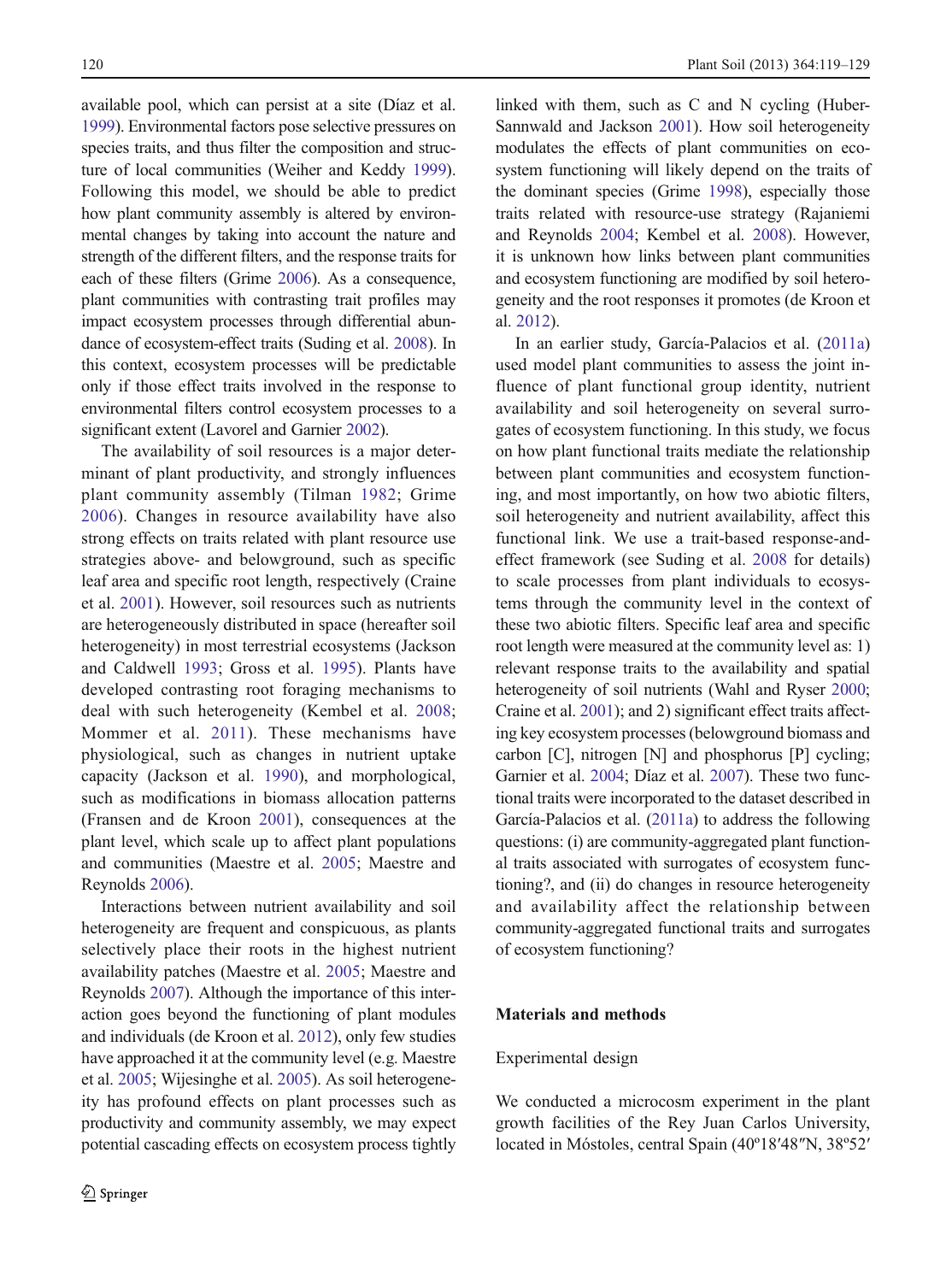available pool, which can persist at a site (Díaz et al. 1999). Environmental factors pose selective pressures on species traits, and thus filter the composition and structure of local communities (Weiher and Keddy 1999). Following this model, we should be able to predict how plant community assembly is altered by environmental changes by taking into account the nature and strength of the different filters, and the response traits for each of these filters (Grime 2006). As a consequence, plant communities with contrasting trait profiles may impact ecosystem processes through differential abundance of ecosystem-effect traits (Suding et al. 2008). In this context, ecosystem processes will be predictable only if those effect traits involved in the response to environmental filters control ecosystem processes to a significant extent (Lavorel and Garnier 2002).

The availability of soil resources is a major determinant of plant productivity, and strongly influences plant community assembly (Tilman 1982; Grime 2006). Changes in resource availability have also strong effects on traits related with plant resource use strategies above- and belowground, such as specific leaf area and specific root length, respectively (Craine et al. 2001). However, soil resources such as nutrients are heterogeneously distributed in space (hereafter soil heterogeneity) in most terrestrial ecosystems (Jackson and Caldwell 1993; Gross et al. 1995). Plants have developed contrasting root foraging mechanisms to deal with such heterogeneity (Kembel et al. 2008; Mommer et al. 2011). These mechanisms have physiological, such as changes in nutrient uptake capacity (Jackson et al. 1990), and morphological, such as modifications in biomass allocation patterns (Fransen and de Kroon 2001), consequences at the plant level, which scale up to affect plant populations and communities (Maestre et al. 2005; Maestre and Reynolds 2006).

Interactions between nutrient availability and soil heterogeneity are frequent and conspicuous, as plants selectively place their roots in the highest nutrient availability patches (Maestre et al. 2005; Maestre and Reynolds 2007). Although the importance of this interaction goes beyond the functioning of plant modules and individuals (de Kroon et al. 2012), only few studies have approached it at the community level (e.g. Maestre et al. 2005; Wijesinghe et al. 2005). As soil heterogeneity has profound effects on plant processes such as productivity and community assembly, we may expect potential cascading effects on ecosystem process tightly linked with them, such as C and N cycling (Huber-Sannwald and Jackson 2001). How soil heterogeneity modulates the effects of plant communities on ecosystem functioning will likely depend on the traits of the dominant species (Grime 1998), especially those traits related with resource-use strategy (Rajaniemi and Reynolds 2004; Kembel et al. 2008). However, it is unknown how links between plant communities and ecosystem functioning are modified by soil heterogeneity and the root responses it promotes (de Kroon et al. 2012).

In an earlier study, García-Palacios et al. (2011a) used model plant communities to assess the joint influence of plant functional group identity, nutrient availability and soil heterogeneity on several surrogates of ecosystem functioning. In this study, we focus on how plant functional traits mediate the relationship between plant communities and ecosystem functioning, and most importantly, on how two abiotic filters, soil heterogeneity and nutrient availability, affect this functional link. We use a trait-based response-and-effect framework (see Suding et al. 2008 for details) to scale processes from plant individuals to ecosystems through the community level in the context of these two abiotic filters. Specific leaf area and specific root length were measured at the community level as: 1) relevant response traits to the availability and spatial heterogeneity of soil nutrients (Wahl and Ryser 2000; Craine et al. 2001); and 2) significant effect traits affecting key ecosystem processes (belowground biomass and carbon [C], nitrogen [N] and phosphorus [P] cycling; Garnier et al. 2004; Díaz et al. 2007). These two functional traits were incorporated to the dataset described in García-Palacios et al. (2011a) to address the following questions: (i) are community-aggregated plant functional traits associated with surrogates of ecosystem functioning?, and (ii) do changes in resource heterogeneity and availability affect the relationship between community-aggregated functional traits and surrogates of ecosystem functioning?

## Materials and methods

### Experimental design

We conducted a microcosm experiment in the plant growth facilities of the Rey Juan Carlos University, located in Móstoles, central Spain (40º18′48″N, 38º52′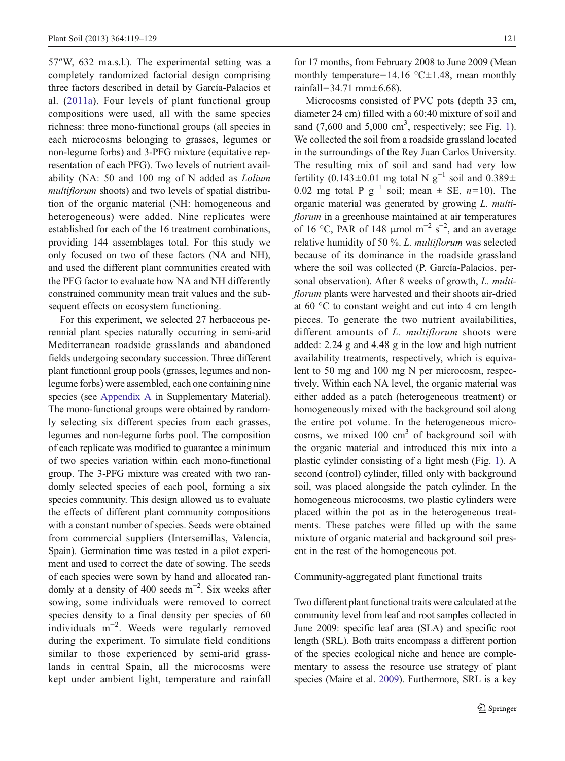57″W, 632 ma.s.l.). The experimental setting was a completely randomized factorial design comprising three factors described in detail by García-Palacios et al. (2011a). Four levels of plant functional group compositions were used, all with the same species richness: three mono-functional groups (all species in each microcosms belonging to grasses, legumes or non-legume forbs) and 3-PFG mixture (equitative representation of each PFG). Two levels of nutrient availability (NA: 50 and 100 mg of N added as *Lolium multiflorum* shoots) and two levels of spatial distribution of the organic material (NH: homogeneous and heterogeneous) were added. Nine replicates were established for each of the 16 treatment combinations, providing 144 assemblages total. For this study we only focused on two of these factors (NA and NH), and used the different plant communities created with the PFG factor to evaluate how NA and NH differently constrained community mean trait values and the subsequent effects on ecosystem functioning.

For this experiment, we selected 27 herbaceous perennial plant species naturally occurring in semi-arid Mediterranean roadside grasslands and abandoned fields undergoing secondary succession. Three different plant functional group pools (grasses, legumes and non-legume forbs) were assembled, each one containing nine species (see Appendix A in Supplementary Material). The mono-functional groups were obtained by randomly selecting six different species from each grasses, legumes and non-legume forbs pool. The composition of each replicate was modified to guarantee a minimum of two species variation within each mono-functional group. The 3-PFG mixture was created with two randomly selected species of each pool, forming a six species community. This design allowed us to evaluate the effects of different plant community compositions with a constant number of species. Seeds were obtained from commercial suppliers (Intersemillas, Valencia, Spain). Germination time was tested in a pilot experiment and used to correct the date of sowing. The seeds of each species were sown by hand and allocated randomly at a density of 400 seeds $m^{-2}$. Six weeks after sowing, some individuals were removed to correct species density to a final density per species of 60 individuals $m^{-2}$. Weeds were regularly removed during the experiment. To simulate field conditions similar to those experienced by semi-arid grasslands in central Spain, all the microcosms were kept under ambient light, temperature and rainfall for 17 months, from February 2008 to June 2009 (Mean monthly temperature=14.16 °C±1.48, mean monthly rainfall=34.71 mm±6.68).

Microcosms consisted of PVC pots (depth 33 cm, diameter 24 cm) filled with a 60:40 mixture of soil and sand (7,600 and 5,000 $cm^3$, respectively; see Fig. 1). We collected the soil from a roadside grassland located in the surroundings of the Rey Juan Carlos University. The resulting mix of soil and sand had very low fertility (0.143±0.01 mg total N $g^{-1}$ soil and 0.389± 0.02 mg total P $g^{-1}$ soil; mean ± SE, $n$=10). The organic material was generated by growing *L. multiflorum* in a greenhouse maintained at air temperatures of 16 °C, PAR of 148 μmol $m^{-2}$ $s^{-2}$, and an average relative humidity of 50 %. *L. multiflorum* was selected because of its dominance in the roadside grassland where the soil was collected (P. García-Palacios, personal observation). After 8 weeks of growth, *L. multiflorum* plants were harvested and their shoots air-dried at 60 °C to constant weight and cut into 4 cm length pieces. To generate the two nutrient availabilities, different amounts of *L. multiflorum* shoots were added: 2.24 g and 4.48 g in the low and high nutrient availability treatments, respectively, which is equivalent to 50 mg and 100 mg N per microcosm, respectively. Within each NA level, the organic material was either added as a patch (heterogeneous treatment) or homogeneously mixed with the background soil along the entire pot volume. In the heterogeneous microcosms, we mixed 100 $cm^3$ of background soil with the organic material and introduced this mix into a plastic cylinder consisting of a light mesh (Fig. 1). A second (control) cylinder, filled only with background soil, was placed alongside the patch cylinder. In the homogeneous microcosms, two plastic cylinders were placed within the pot as in the heterogeneous treatments. These patches were filled up with the same mixture of organic material and background soil present in the rest of the homogeneous pot.

### Community-aggregated plant functional traits

Two different plant functional traits were calculated at the community level from leaf and root samples collected in June 2009: specific leaf area (SLA) and specific root length (SRL). Both traits encompass a different portion of the species ecological niche and hence are complementary to assess the resource use strategy of plant species (Maire et al. 2009). Furthermore, SRL is a key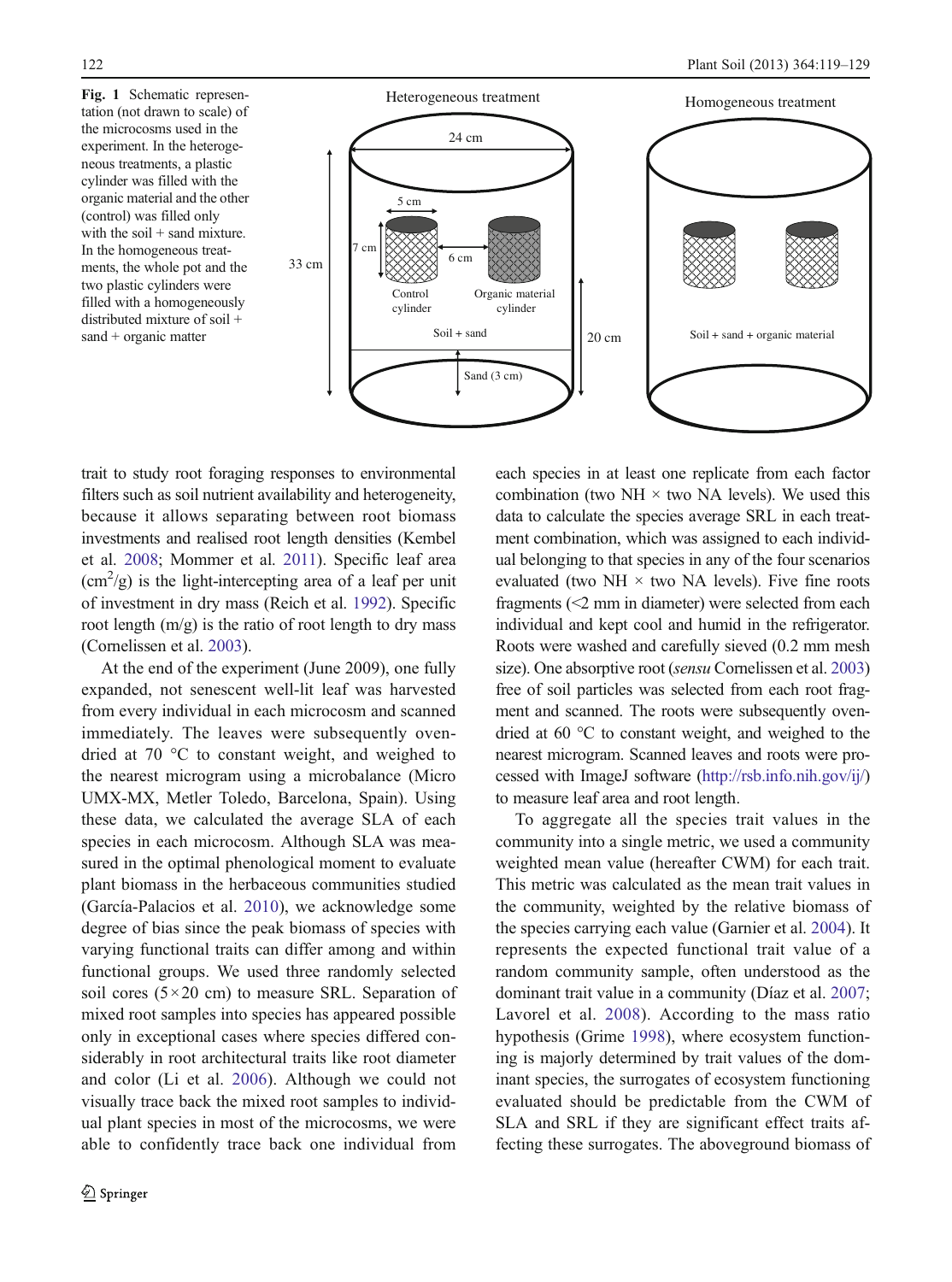Fig. 1 Schematic representation (not drawn to scale) of the microcosms used in the experiment. In the heterogeneous treatments, a plastic cylinder was filled with the organic material and the other (control) was filled only with the soil + sand mixture. In the homogeneous treatments, the whole pot and the two plastic cylinders were filled with a homogeneously distributed mixture of soil + sand + organic matter

trait to study root foraging responses to environmental filters such as soil nutrient availability and heterogeneity, because it allows separating between root biomass investments and realised root length densities (Kembel et al. 2008; Mommer et al. 2011). Specific leaf area ($cm^2/g$) is the light-intercepting area of a leaf per unit of investment in dry mass (Reich et al. 1992). Specific root length (m/g) is the ratio of root length to dry mass (Cornelissen et al. 2003).

At the end of the experiment (June 2009), one fully expanded, not senescent well-lit leaf was harvested from every individual in each microcosm and scanned immediately. The leaves were subsequently oven-dried at 70 °C to constant weight, and weighed to the nearest microgram using a microbalance (Micro UMX-MX, Metler Toledo, Barcelona, Spain). Using these data, we calculated the average SLA of each species in each microcosm. Although SLA was measured in the optimal phenological moment to evaluate plant biomass in the herbaceous communities studied (García-Palacios et al. 2010), we acknowledge some degree of bias since the peak biomass of species with varying functional traits can differ among and within functional groups. We used three randomly selected soil cores (5×20 cm) to measure SRL. Separation of mixed root samples into species has appeared possible only in exceptional cases where species differed considerably in root architectural traits like root diameter and color (Li et al. 2006). Although we could not visually trace back the mixed root samples to individual plant species in most of the microcosms, we were able to confidently trace back one individual from each species in at least one replicate from each factor combination (two NH × two NA levels). We used this data to calculate the species average SRL in each treatment combination, which was assigned to each individual belonging to that species in any of the four scenarios evaluated (two NH × two NA levels). Five fine roots fragments (<2 mm in diameter) were selected from each individual and kept cool and humid in the refrigerator. Roots were washed and carefully sieved (0.2 mm mesh size). One absorptive root (*sensu* Cornelissen et al. 2003) free of soil particles was selected from each root fragment and scanned. The roots were subsequently oven-dried at 60 °C to constant weight, and weighed to the nearest microgram. Scanned leaves and roots were processed with ImageJ software (http://rsb.info.nih.gov/ij/) to measure leaf area and root length.

To aggregate all the species trait values in the community into a single metric, we used a community weighted mean value (hereafter CWM) for each trait. This metric was calculated as the mean trait values in the community, weighted by the relative biomass of the species carrying each value (Garnier et al. 2004). It represents the expected functional trait value of a random community sample, often understood as the dominant trait value in a community (Díaz et al. 2007; Lavorel et al. 2008). According to the mass ratio hypothesis (Grime 1998), where ecosystem functioning is majorly determined by trait values of the dominant species, the surrogates of ecosystem functioning evaluated should be predictable from the CWM of SLA and SRL if they are significant effect traits affecting these surrogates. The aboveground biomass of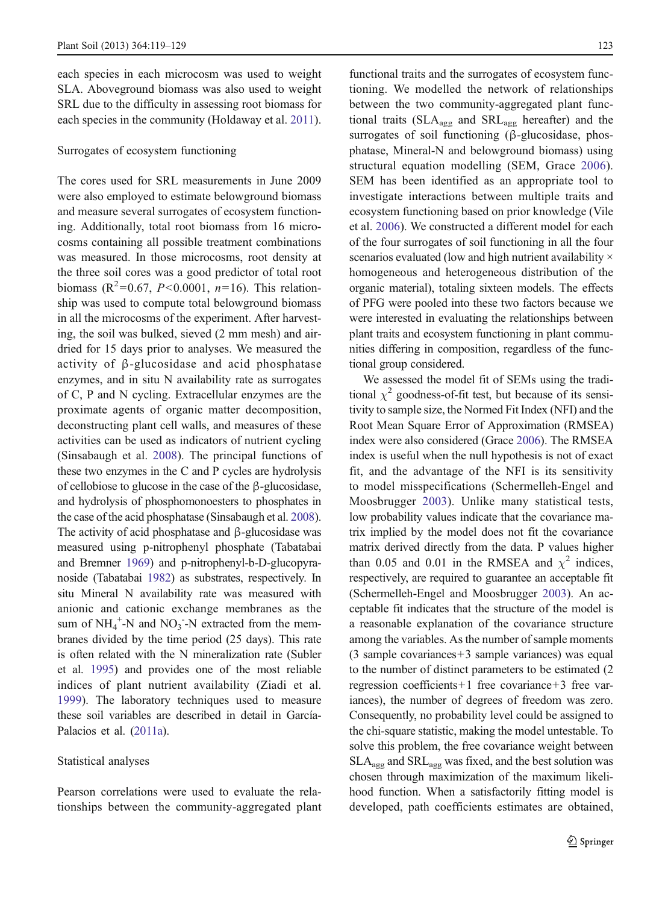each species in each microcosm was used to weight SLA. Aboveground biomass was also used to weight SRL due to the difficulty in assessing root biomass for each species in the community (Holdaway et al. 2011).

### Surrogates of ecosystem functioning

The cores used for SRL measurements in June 2009 were also employed to estimate belowground biomass and measure several surrogates of ecosystem functioning. Additionally, total root biomass from 16 microcosms containing all possible treatment combinations was measured. In those microcosms, root density at the three soil cores was a good predictor of total root biomass ($R^2$=0.67, $P$<0.0001, $n$=16). This relationship was used to compute total belowground biomass in all the microcosms of the experiment. After harvesting, the soil was bulked, sieved (2 mm mesh) and air-dried for 15 days prior to analyses. We measured the activity of β-glucosidase and acid phosphatase enzymes, and in situ N availability rate as surrogates of C, P and N cycling. Extracellular enzymes are the proximate agents of organic matter decomposition, deconstructing plant cell walls, and measures of these activities can be used as indicators of nutrient cycling (Sinsabaugh et al. 2008). The principal functions of these two enzymes in the C and P cycles are hydrolysis of cellobiose to glucose in the case of the β-glucosidase, and hydrolysis of phosphomonoesters to phosphates in the case of the acid phosphatase (Sinsabaugh et al. 2008). The activity of acid phosphatase and β-glucosidase was measured using p-nitrophenyl phosphate (Tabatabai and Bremner 1969) and p-nitrophenyl-b-D-glucopyranoside (Tabatabai 1982) as substrates, respectively. In situ Mineral N availability rate was measured with anionic and cationic exchange membranes as the sum of $NH_4^+$-N and $NO_3^-$-N extracted from the membranes divided by the time period (25 days). This rate is often related with the N mineralization rate (Subler et al. 1995) and provides one of the most reliable indices of plant nutrient availability (Ziadi et al. 1999). The laboratory techniques used to measure these soil variables are described in detail in García-Palacios et al. (2011a).

### Statistical analyses

Pearson correlations were used to evaluate the relationships between the community-aggregated plant functional traits and the surrogates of ecosystem functioning. We modelled the network of relationships between the two community-aggregated plant functional traits ($SLA_{agg}$ and $SRL_{agg}$ hereafter) and the surrogates of soil functioning (β-glucosidase, phosphatase, Mineral-N and belowground biomass) using structural equation modelling (SEM, Grace 2006). SEM has been identified as an appropriate tool to investigate interactions between multiple traits and ecosystem functioning based on prior knowledge (Vile et al. 2006). We constructed a different model for each of the four surrogates of soil functioning in all the four scenarios evaluated (low and high nutrient availability × homogeneous and heterogeneous distribution of the organic material), totaling sixteen models. The effects of PFG were pooled into these two factors because we were interested in evaluating the relationships between plant traits and ecosystem functioning in plant communities differing in composition, regardless of the functional group considered.

We assessed the model fit of SEMs using the traditional $\chi^2$ goodness-of-fit test, but because of its sensitivity to sample size, the Normed Fit Index (NFI) and the Root Mean Square Error of Approximation (RMSEA) index were also considered (Grace 2006). The RMSEA index is useful when the null hypothesis is not of exact fit, and the advantage of the NFI is its sensitivity to model misspecifications (Schermelleh-Engel and Moosbrugger 2003). Unlike many statistical tests, low probability values indicate that the covariance matrix implied by the model does not fit the covariance matrix derived directly from the data. P values higher than 0.05 and 0.01 in the RMSEA and $\chi^2$ indices, respectively, are required to guarantee an acceptable fit (Schermelleh-Engel and Moosbrugger 2003). An acceptable fit indicates that the structure of the model is a reasonable explanation of the covariance structure among the variables. As the number of sample moments (3 sample covariances+3 sample variances) was equal to the number of distinct parameters to be estimated (2 regression coefficients+1 free covariance+3 free variances), the number of degrees of freedom was zero. Consequently, no probability level could be assigned to the chi-square statistic, making the model untestable. To solve this problem, the free covariance weight between $SLA_{agg}$ and $SRL_{agg}$ was fixed, and the best solution was chosen through maximization of the maximum likelihood function. When a satisfactorily fitting model is developed, path coefficients estimates are obtained,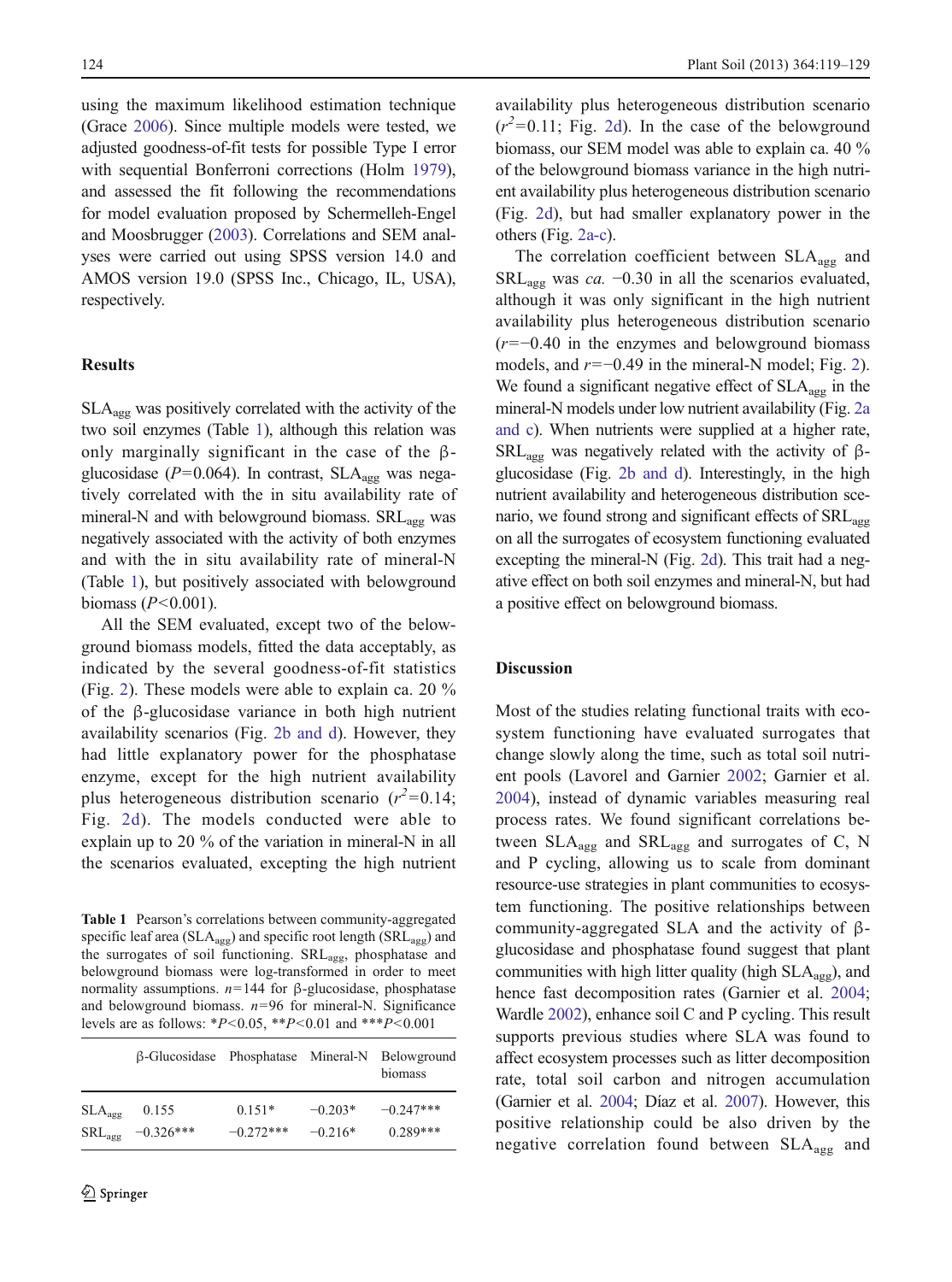using the maximum likelihood estimation technique (Grace 2006). Since multiple models were tested, we adjusted goodness-of-fit tests for possible Type I error with sequential Bonferroni corrections (Holm 1979), and assessed the fit following the recommendations for model evaluation proposed by Schermelleh-Engel and Moosbrugger (2003). Correlations and SEM analyses were carried out using SPSS version 14.0 and AMOS version 19.0 (SPSS Inc., Chicago, IL, USA), respectively.

## Results

$SLA_{agg}$ was positively correlated with the activity of the two soil enzymes (Table 1), although this relation was only marginally significant in the case of the β-glucosidase ($P$=0.064). In contrast, $SLA_{agg}$ was negatively correlated with the in situ availability rate of mineral-N and with belowground biomass. $SRL_{agg}$ was negatively associated with the activity of both enzymes and with the in situ availability rate of mineral-N (Table 1), but positively associated with belowground biomass ($P$<0.001).

All the SEM evaluated, except two of the belowground biomass models, fitted the data acceptably, as indicated by the several goodness-of-fit statistics (Fig. 2). These models were able to explain ca. 20 % of the β-glucosidase variance in both high nutrient availability scenarios (Fig. 2b and d). However, they had little explanatory power for the phosphatase enzyme, except for the high nutrient availability plus heterogeneous distribution scenario ($r^2$=0.14; Fig. 2d). The models conducted were able to explain up to 20 % of the variation in mineral-N in all the scenarios evaluated, excepting the high nutrient availability plus heterogeneous distribution scenario ($r^2$=0.11; Fig. 2d). In the case of the belowground biomass, our SEM model was able to explain ca. 40 % of the belowground biomass variance in the high nutrient availability plus heterogeneous distribution scenario (Fig. 2d), but had smaller explanatory power in the others (Fig. 2a-c).

The correlation coefficient between $SLA_{agg}$ and $SRL_{agg}$ was *ca.* −0.30 in all the scenarios evaluated, although it was only significant in the high nutrient availability plus heterogeneous distribution scenario ($r$=−0.40 in the enzymes and belowground biomass models, and $r$=−0.49 in the mineral-N model; Fig. 2). We found a significant negative effect of $SLA_{agg}$ in the mineral-N models under low nutrient availability (Fig. 2a and c). When nutrients were supplied at a higher rate, $SRL_{agg}$ was negatively related with the activity of β-glucosidase (Fig. 2b and d). Interestingly, in the high nutrient availability and heterogeneous distribution scenario, we found strong and significant effects of $SRL_{agg}$ on all the surrogates of ecosystem functioning evaluated excepting the mineral-N (Fig. 2d). This trait had a negative effect on both soil enzymes and mineral-N, but had a positive effect on belowground biomass.

**Table 1** Pearson's correlations between community-aggregated specific leaf area ($SLA_{agg}$) and specific root length ($SRL_{agg}$) and the surrogates of soil functioning. $SRL_{agg}$, phosphatase and belowground biomass were log-transformed in order to meet normality assumptions. $n$=144 for β-glucosidase, phosphatase and belowground biomass. $n$=96 for mineral-N. Significance levels are as follows: *$P$<0.05, **$P$<0.01 and ***$P$<0.001

| | β-Glucosidase | Phosphatase | Mineral-N | Belowground biomass |
|---|---|---|---|---|
| $SLA_{agg}$ | 0.155 | 0.151* | −0.203* | −0.247*** |
| $SRL_{agg}$ | −0.326*** | −0.272*** | −0.216* | 0.289*** |

## Discussion

Most of the studies relating functional traits with ecosystem functioning have evaluated surrogates that change slowly along the time, such as total soil nutrient pools (Lavorel and Garnier 2002; Garnier et al. 2004), instead of dynamic variables measuring real process rates. We found significant correlations between $SLA_{agg}$ and $SRL_{agg}$ and surrogates of C, N and P cycling, allowing us to scale from dominant resource-use strategies in plant communities to ecosystem functioning. The positive relationships between community-aggregated SLA and the activity of β-glucosidase and phosphatase found suggest that plant communities with high litter quality (high $SLA_{agg}$), and hence fast decomposition rates (Garnier et al. 2004; Wardle 2002), enhance soil C and P cycling. This result supports previous studies where SLA was found to affect ecosystem processes such as litter decomposition rate, total soil carbon and nitrogen accumulation (Garnier et al. 2004; Díaz et al. 2007). However, this positive relationship could be also driven by the negative correlation found between $SLA_{agg}$ and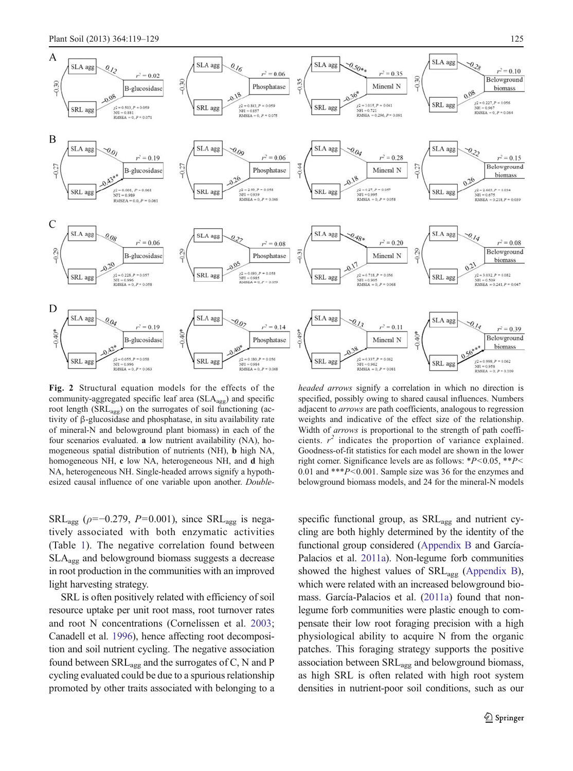**Fig. 2** Structural equation models for the effects of the community-aggregated specific leaf area ($SLA_{agg}$) and specific root length ($SRL_{agg}$) on the surrogates of soil functioning (activity of β-glucosidase and phosphatase, in situ availability rate of mineral-N and belowground plant biomass) in each of the four scenarios evaluated. **a** low nutrient availability (NA), homogeneous spatial distribution of nutrients (NH), **b** high NA, homogeneous NH, **c** low NA, heterogeneous NH, and **d** high NA, heterogeneous NH. Single-headed arrows signify a hypothesized causal influence of one variable upon another. *Double-headed arrows* signify a correlation in which no direction is specified, possibly owing to shared causal influences. Numbers adjacent to *arrows* are path coefficients, analogous to regression weights and indicative of the effect size of the relationship. Width of *arrows* is proportional to the strength of path coefficients. $r^2$ indicates the proportion of variance explained. Goodness-of-fit statistics for each model are shown in the lower right corner. Significance levels are as follows: \*$P<0.05$, \*\*$P<0.01$ and \*\*\*$P<0.001$. Sample size was 36 for the enzymes and belowground biomass models, and 24 for the mineral-N models

$SRL_{agg}$ ($\rho=-0.279$, $P=0.001$), since $SRL_{agg}$ is negatively associated with both enzymatic activities (Table 1). The negative correlation found between $SLA_{agg}$ and belowground biomass suggests a decrease in root production in the communities with an improved light harvesting strategy.

SRL is often positively related with efficiency of soil resource uptake per unit root mass, root turnover rates and root N concentrations (Cornelissen et al. 2003; Canadell et al. 1996), hence affecting root decomposition and soil nutrient cycling. The negative association found between $SRL_{agg}$ and the surrogates of C, N and P cycling evaluated could be due to a spurious relationship promoted by other traits associated with belonging to a specific functional group, as $SRL_{agg}$ and nutrient cycling are both highly determined by the identity of the functional group considered (Appendix B and García-Palacios et al. 2011a). Non-legume forb communities showed the highest values of $SRL_{agg}$ (Appendix B), which were related with an increased belowground biomass. García-Palacios et al. (2011a) found that non-legume forb communities were plastic enough to compensate their low root foraging precision with a high physiological ability to acquire N from the organic patches. This foraging strategy supports the positive association between $SRL_{agg}$ and belowground biomass, as high SRL is often related with high root system densities in nutrient-poor soil conditions, such as our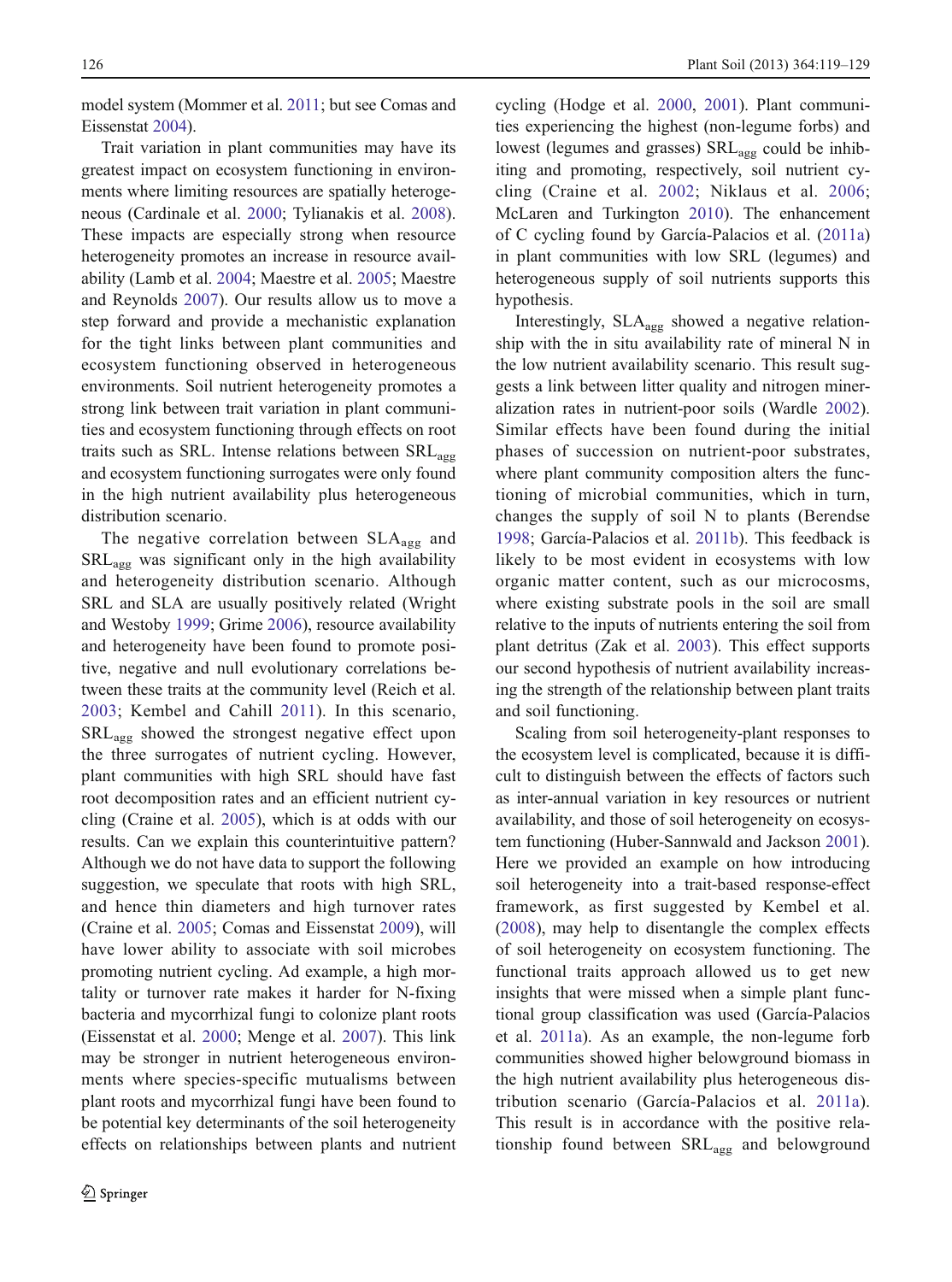model system (Mommer et al. 2011; but see Comas and Eissenstat 2004).

Trait variation in plant communities may have its greatest impact on ecosystem functioning in environments where limiting resources are spatially heterogeneous (Cardinale et al. 2000; Tylianakis et al. 2008). These impacts are especially strong when resource heterogeneity promotes an increase in resource availability (Lamb et al. 2004; Maestre et al. 2005; Maestre and Reynolds 2007). Our results allow us to move a step forward and provide a mechanistic explanation for the tight links between plant communities and ecosystem functioning observed in heterogeneous environments. Soil nutrient heterogeneity promotes a strong link between trait variation in plant communities and ecosystem functioning through effects on root traits such as SRL. Intense relations between $SRL_{agg}$ and ecosystem functioning surrogates were only found in the high nutrient availability plus heterogeneous distribution scenario.

The negative correlation between $SLA_{agg}$ and $SRL_{agg}$ was significant only in the high availability and heterogeneity distribution scenario. Although SRL and SLA are usually positively related (Wright and Westoby 1999; Grime 2006), resource availability and heterogeneity have been found to promote positive, negative and null evolutionary correlations between these traits at the community level (Reich et al. 2003; Kembel and Cahill 2011). In this scenario, $SRL_{agg}$ showed the strongest negative effect upon the three surrogates of nutrient cycling. However, plant communities with high SRL should have fast root decomposition rates and an efficient nutrient cycling (Craine et al. 2005), which is at odds with our results. Can we explain this counterintuitive pattern? Although we do not have data to support the following suggestion, we speculate that roots with high SRL, and hence thin diameters and high turnover rates (Craine et al. 2005; Comas and Eissenstat 2009), will have lower ability to associate with soil microbes promoting nutrient cycling. Ad example, a high mortality or turnover rate makes it harder for N-fixing bacteria and mycorrhizal fungi to colonize plant roots (Eissenstat et al. 2000; Menge et al. 2007). This link may be stronger in nutrient heterogeneous environments where species-specific mutualisms between plant roots and mycorrhizal fungi have been found to be potential key determinants of the soil heterogeneity effects on relationships between plants and nutrient cycling (Hodge et al. 2000, 2001). Plant communities experiencing the highest (non-legume forbs) and lowest (legumes and grasses) $SRL_{agg}$ could be inhibiting and promoting, respectively, soil nutrient cycling (Craine et al. 2002; Niklaus et al. 2006; McLaren and Turkington 2010). The enhancement of C cycling found by García-Palacios et al. (2011a) in plant communities with low SRL (legumes) and heterogeneous supply of soil nutrients supports this hypothesis.

Interestingly, $SLA_{agg}$ showed a negative relationship with the in situ availability rate of mineral N in the low nutrient availability scenario. This result suggests a link between litter quality and nitrogen mineralization rates in nutrient-poor soils (Wardle 2002). Similar effects have been found during the initial phases of succession on nutrient-poor substrates, where plant community composition alters the functioning of microbial communities, which in turn, changes the supply of soil N to plants (Berendse 1998; García-Palacios et al. 2011b). This feedback is likely to be most evident in ecosystems with low organic matter content, such as our microcosms, where existing substrate pools in the soil are small relative to the inputs of nutrients entering the soil from plant detritus (Zak et al. 2003). This effect supports our second hypothesis of nutrient availability increasing the strength of the relationship between plant traits and soil functioning.

Scaling from soil heterogeneity-plant responses to the ecosystem level is complicated, because it is difficult to distinguish between the effects of factors such as inter-annual variation in key resources or nutrient availability, and those of soil heterogeneity on ecosystem functioning (Huber-Sannwald and Jackson 2001). Here we provided an example on how introducing soil heterogeneity into a trait-based response-effect framework, as first suggested by Kembel et al. (2008), may help to disentangle the complex effects of soil heterogeneity on ecosystem functioning. The functional traits approach allowed us to get new insights that were missed when a simple plant functional group classification was used (García-Palacios et al. 2011a). As an example, the non-legume forb communities showed higher belowground biomass in the high nutrient availability plus heterogeneous distribution scenario (García-Palacios et al. 2011a). This result is in accordance with the positive relationship found between $SRL_{agg}$ and belowground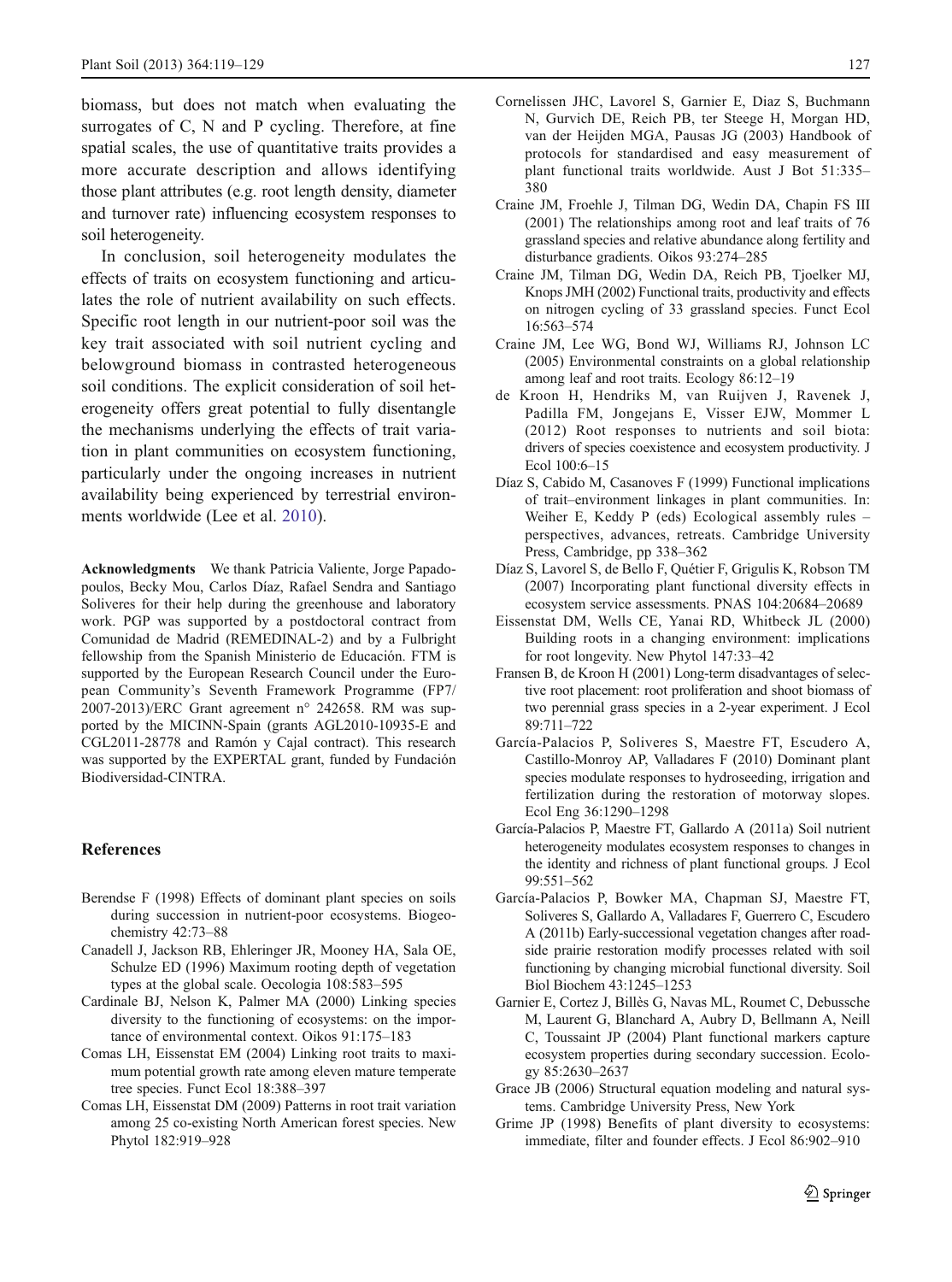biomass, but does not match when evaluating the surrogates of C, N and P cycling. Therefore, at fine spatial scales, the use of quantitative traits provides a more accurate description and allows identifying those plant attributes (e.g. root length density, diameter and turnover rate) influencing ecosystem responses to soil heterogeneity.

In conclusion, soil heterogeneity modulates the effects of traits on ecosystem functioning and articulates the role of nutrient availability on such effects. Specific root length in our nutrient-poor soil was the key trait associated with soil nutrient cycling and belowground biomass in contrasted heterogeneous soil conditions. The explicit consideration of soil heterogeneity offers great potential to fully disentangle the mechanisms underlying the effects of trait variation in plant communities on ecosystem functioning, particularly under the ongoing increases in nutrient availability being experienced by terrestrial environments worldwide (Lee et al. 2010).

**Acknowledgments** We thank Patricia Valiente, Jorge Papadopoulos, Becky Mou, Carlos Díaz, Rafael Sendra and Santiago Soliveres for their help during the greenhouse and laboratory work. PGP was supported by a postdoctoral contract from Comunidad de Madrid (REMEDINAL-2) and by a Fulbright fellowship from the Spanish Ministerio de Educación. FTM is supported by the European Research Council under the European Community's Seventh Framework Programme (FP7/2007-2013)/ERC Grant agreement n° 242658. RM was supported by the MICINN-Spain (grants AGL2010-10935-E and CGL2011-28778 and Ramón y Cajal contract). This research was supported by the EXPERTAL grant, funded by Fundación Biodiversidad-CINTRA.

## References

Berendse F (1998) Effects of dominant plant species on soils during succession in nutrient-poor ecosystems. Biogeochemistry 42:73–88

Canadell J, Jackson RB, Ehleringer JR, Mooney HA, Sala OE, Schulze ED (1996) Maximum rooting depth of vegetation types at the global scale. Oecologia 108:583–595

Cardinale BJ, Nelson K, Palmer MA (2000) Linking species diversity to the functioning of ecosystems: on the importance of environmental context. Oikos 91:175–183

Comas LH, Eissenstat EM (2004) Linking root traits to maximum potential growth rate among eleven mature temperate tree species. Funct Ecol 18:388–397

Comas LH, Eissenstat DM (2009) Patterns in root trait variation among 25 co-existing North American forest species. New Phytol 182:919–928

Cornelissen JHC, Lavorel S, Garnier E, Diaz S, Buchmann N, Gurvich DE, Reich PB, ter Steege H, Morgan HD, van der Heijden MGA, Pausas JG (2003) Handbook of protocols for standardised and easy measurement of plant functional traits worldwide. Aust J Bot 51:335–380

Craine JM, Froehle J, Tilman DG, Wedin DA, Chapin FS III (2001) The relationships among root and leaf traits of 76 grassland species and relative abundance along fertility and disturbance gradients. Oikos 93:274–285

Craine JM, Tilman DG, Wedin DA, Reich PB, Tjoelker MJ, Knops JMH (2002) Functional traits, productivity and effects on nitrogen cycling of 33 grassland species. Funct Ecol 16:563–574

Craine JM, Lee WG, Bond WJ, Williams RJ, Johnson LC (2005) Environmental constraints on a global relationship among leaf and root traits. Ecology 86:12–19

de Kroon H, Hendriks M, van Ruijven J, Ravenek J, Padilla FM, Jongejans E, Visser EJW, Mommer L (2012) Root responses to nutrients and soil biota: drivers of species coexistence and ecosystem productivity. J Ecol 100:6–15

Díaz S, Cabido M, Casanoves F (1999) Functional implications of trait–environment linkages in plant communities. In: Weiher E, Keddy P (eds) Ecological assembly rules – perspectives, advances, retreats. Cambridge University Press, Cambridge, pp 338–362

Díaz S, Lavorel S, de Bello F, Quétier F, Grigulis K, Robson TM (2007) Incorporating plant functional diversity effects in ecosystem service assessments. PNAS 104:20684–20689

Eissenstat DM, Wells CE, Yanai RD, Whitbeck JL (2000) Building roots in a changing environment: implications for root longevity. New Phytol 147:33–42

Fransen B, de Kroon H (2001) Long-term disadvantages of selective root placement: root proliferation and shoot biomass of two perennial grass species in a 2-year experiment. J Ecol 89:711–722

García-Palacios P, Soliveres S, Maestre FT, Escudero A, Castillo-Monroy AP, Valladares F (2010) Dominant plant species modulate responses to hydroseeding, irrigation and fertilization during the restoration of motorway slopes. Ecol Eng 36:1290–1298

García-Palacios P, Maestre FT, Gallardo A (2011a) Soil nutrient heterogeneity modulates ecosystem responses to changes in the identity and richness of plant functional groups. J Ecol 99:551–562

García-Palacios P, Bowker MA, Chapman SJ, Maestre FT, Soliveres S, Gallardo A, Valladares F, Guerrero C, Escudero A (2011b) Early-successional vegetation changes after roadside prairie restoration modify processes related with soil functioning by changing microbial functional diversity. Soil Biol Biochem 43:1245–1253

Garnier E, Cortez J, Billès G, Navas ML, Roumet C, Debussche M, Laurent G, Blanchard A, Aubry D, Bellmann A, Neill C, Toussaint JP (2004) Plant functional markers capture ecosystem properties during secondary succession. Ecology 85:2630–2637

Grace JB (2006) Structural equation modeling and natural systems. Cambridge University Press, New York

Grime JP (1998) Benefits of plant diversity to ecosystems: immediate, filter and founder effects. J Ecol 86:902–910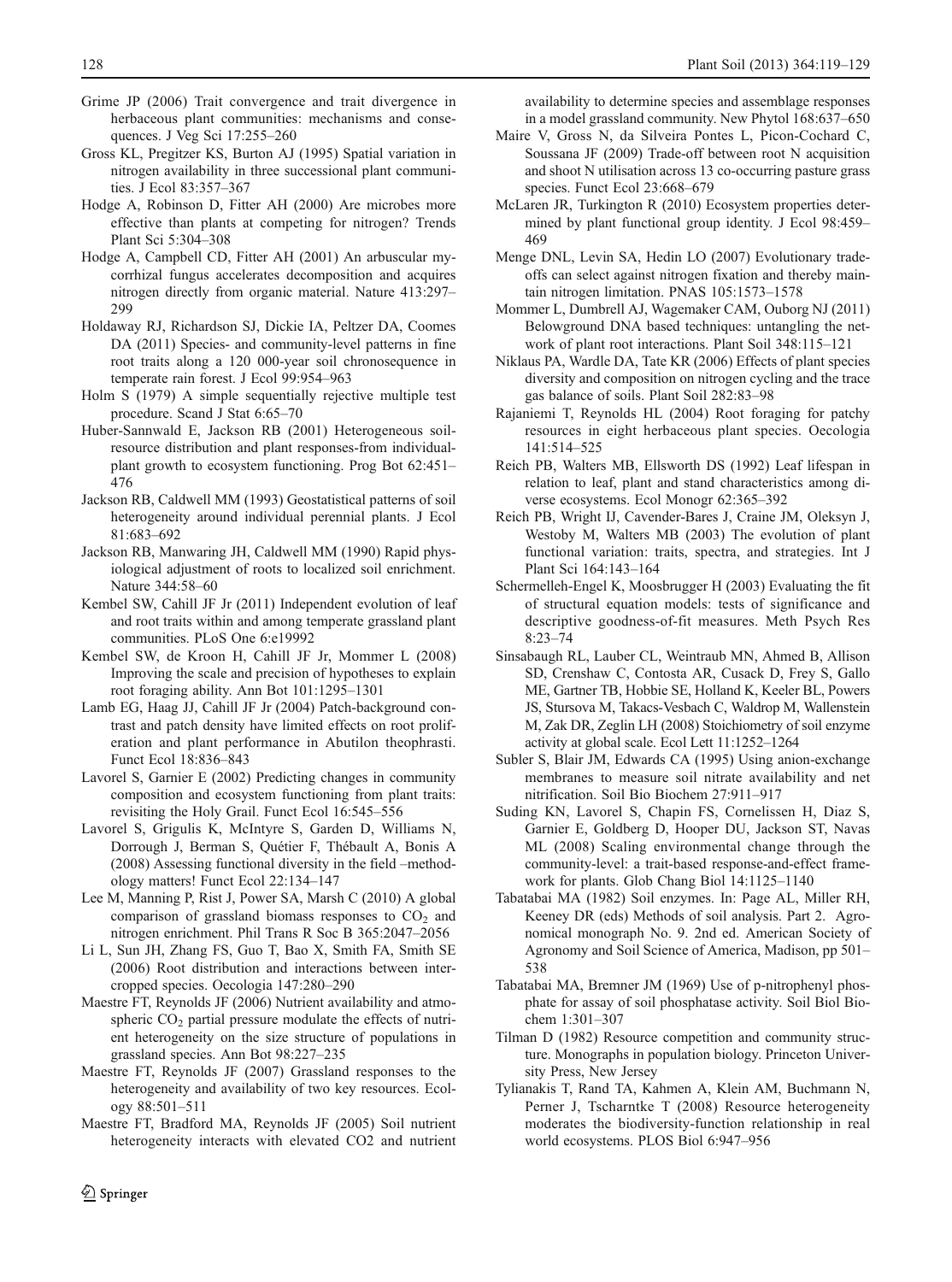Grime JP (2006) Trait convergence and trait divergence in herbaceous plant communities: mechanisms and consequences. J Veg Sci 17:255–260

Gross KL, Pregitzer KS, Burton AJ (1995) Spatial variation in nitrogen availability in three successional plant communities. J Ecol 83:357–367

Hodge A, Robinson D, Fitter AH (2000) Are microbes more effective than plants at competing for nitrogen? Trends Plant Sci 5:304–308

Hodge A, Campbell CD, Fitter AH (2001) An arbuscular mycorrhizal fungus accelerates decomposition and acquires nitrogen directly from organic material. Nature 413:297–299

Holdaway RJ, Richardson SJ, Dickie IA, Peltzer DA, Coomes DA (2011) Species- and community-level patterns in fine root traits along a 120 000-year soil chronosequence in temperate rain forest. J Ecol 99:954–963

Holm S (1979) A simple sequentially rejective multiple test procedure. Scand J Stat 6:65–70

Huber-Sannwald E, Jackson RB (2001) Heterogeneous soil-resource distribution and plant responses-from individual-plant growth to ecosystem functioning. Prog Bot 62:451–476

Jackson RB, Caldwell MM (1993) Geostatistical patterns of soil heterogeneity around individual perennial plants. J Ecol 81:683–692

Jackson RB, Manwaring JH, Caldwell MM (1990) Rapid physiological adjustment of roots to localized soil enrichment. Nature 344:58–60

Kembel SW, Cahill JF Jr (2011) Independent evolution of leaf and root traits within and among temperate grassland plant communities. PLoS One 6:e19992

Kembel SW, de Kroon H, Cahill JF Jr, Mommer L (2008) Improving the scale and precision of hypotheses to explain root foraging ability. Ann Bot 101:1295–1301

Lamb EG, Haag JJ, Cahill JF Jr (2004) Patch-background contrast and patch density have limited effects on root proliferation and plant performance in Abutilon theophrasti. Funct Ecol 18:836–843

Lavorel S, Garnier E (2002) Predicting changes in community composition and ecosystem functioning from plant traits: revisiting the Holy Grail. Funct Ecol 16:545–556

Lavorel S, Grigulis K, McIntyre S, Garden D, Williams N, Dorrough J, Berman S, Quétier F, Thébault A, Bonis A (2008) Assessing functional diversity in the field –methodology matters! Funct Ecol 22:134–147

Lee M, Manning P, Rist J, Power SA, Marsh C (2010) A global comparison of grassland biomass responses to $CO_2$ and nitrogen enrichment. Phil Trans R Soc B 365:2047–2056

Li L, Sun JH, Zhang FS, Guo T, Bao X, Smith FA, Smith SE (2006) Root distribution and interactions between intercropped species. Oecologia 147:280–290

Maestre FT, Reynolds JF (2006) Nutrient availability and atmospheric $CO_2$ partial pressure modulate the effects of nutrient heterogeneity on the size structure of populations in grassland species. Ann Bot 98:227–235

Maestre FT, Reynolds JF (2007) Grassland responses to the heterogeneity and availability of two key resources. Ecology 88:501–511

Maestre FT, Bradford MA, Reynolds JF (2005) Soil nutrient heterogeneity interacts with elevated CO2 and nutrient availability to determine species and assemblage responses in a model grassland community. New Phytol 168:637–650

Maire V, Gross N, da Silveira Pontes L, Picon-Cochard C, Soussana JF (2009) Trade-off between root N acquisition and shoot N utilisation across 13 co-occurring pasture grass species. Funct Ecol 23:668–679

McLaren JR, Turkington R (2010) Ecosystem properties determined by plant functional group identity. J Ecol 98:459–469

Menge DNL, Levin SA, Hedin LO (2007) Evolutionary trade-offs can select against nitrogen fixation and thereby maintain nitrogen limitation. PNAS 105:1573–1578

Mommer L, Dumbrell AJ, Wagemaker CAM, Ouborg NJ (2011) Belowground DNA based techniques: untangling the network of plant root interactions. Plant Soil 348:115–121

Niklaus PA, Wardle DA, Tate KR (2006) Effects of plant species diversity and composition on nitrogen cycling and the trace gas balance of soils. Plant Soil 282:83–98

Rajaniemi T, Reynolds HL (2004) Root foraging for patchy resources in eight herbaceous plant species. Oecologia 141:514–525

Reich PB, Walters MB, Ellsworth DS (1992) Leaf lifespan in relation to leaf, plant and stand characteristics among diverse ecosystems. Ecol Monogr 62:365–392

Reich PB, Wright IJ, Cavender-Bares J, Craine JM, Oleksyn J, Westoby M, Walters MB (2003) The evolution of plant functional variation: traits, spectra, and strategies. Int J Plant Sci 164:143–164

Schermelleh-Engel K, Moosbrugger H (2003) Evaluating the fit of structural equation models: tests of significance and descriptive goodness-of-fit measures. Meth Psych Res 8:23–74

Sinsabaugh RL, Lauber CL, Weintraub MN, Ahmed B, Allison SD, Crenshaw C, Contosta AR, Cusack D, Frey S, Gallo ME, Gartner TB, Hobbie SE, Holland K, Keeler BL, Powers JS, Stursova M, Takacs-Vesbach C, Waldrop M, Wallenstein M, Zak DR, Zeglin LH (2008) Stoichiometry of soil enzyme activity at global scale. Ecol Lett 11:1252–1264

Subler S, Blair JM, Edwards CA (1995) Using anion-exchange membranes to measure soil nitrate availability and net nitrification. Soil Bio Biochem 27:911–917

Suding KN, Lavorel S, Chapin FS, Cornelissen H, Diaz S, Garnier E, Goldberg D, Hooper DU, Jackson ST, Navas ML (2008) Scaling environmental change through the community-level: a trait-based response-and-effect framework for plants. Glob Chang Biol 14:1125–1140

Tabatabai MA (1982) Soil enzymes. In: Page AL, Miller RH, Keeney DR (eds) Methods of soil analysis. Part 2. Agronomical monograph No. 9. 2nd ed. American Society of Agronomy and Soil Science of America, Madison, pp 501–538

Tabatabai MA, Bremner JM (1969) Use of p-nitrophenyl phosphate for assay of soil phosphatase activity. Soil Biol Biochem 1:301–307

Tilman D (1982) Resource competition and community structure. Monographs in population biology. Princeton University Press, New Jersey

Tylianakis T, Rand TA, Kahmen A, Klein AM, Buchmann N, Perner J, Tscharntke T (2008) Resource heterogeneity moderates the biodiversity-function relationship in real world ecosystems. PLOS Biol 6:947–956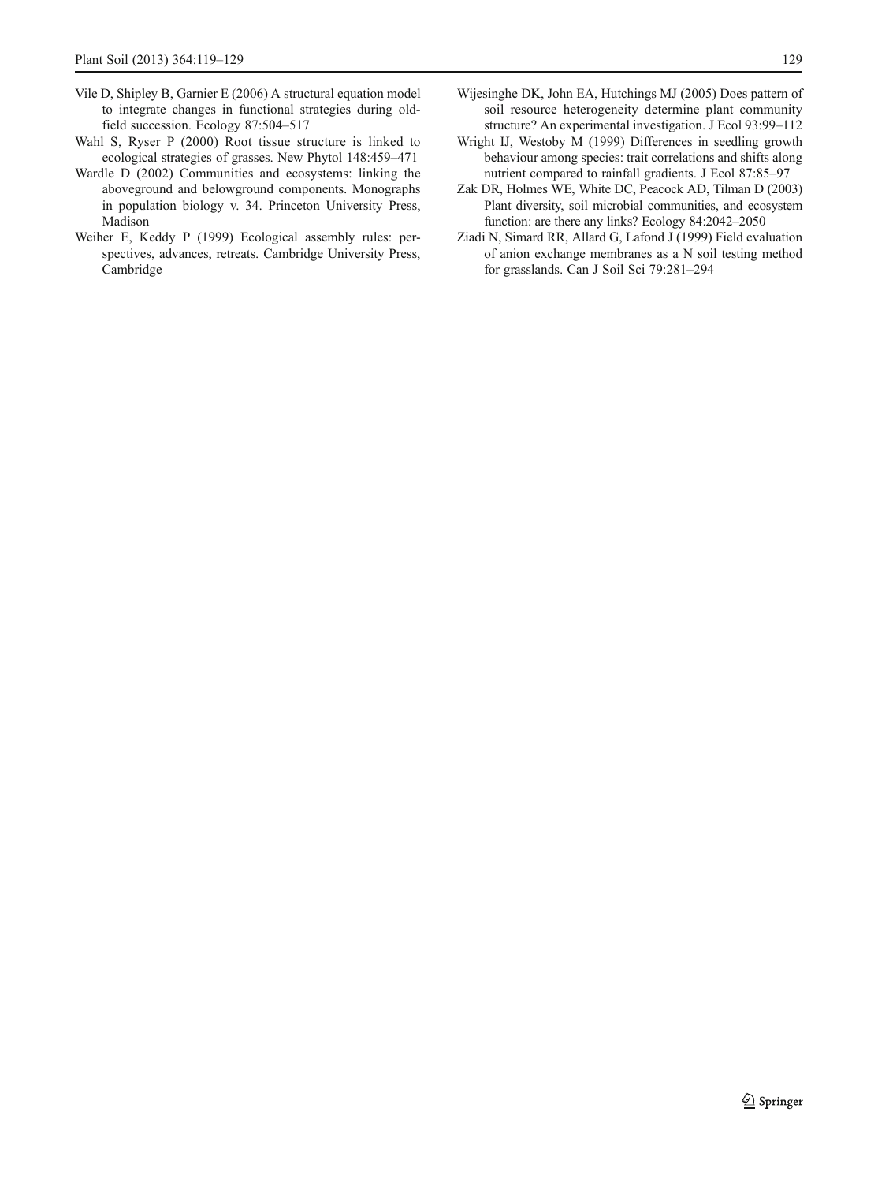Vile D, Shipley B, Garnier E (2006) A structural equation model to integrate changes in functional strategies during old-field succession. Ecology 87:504–517

Wahl S, Ryser P (2000) Root tissue structure is linked to ecological strategies of grasses. New Phytol 148:459–471

Wardle D (2002) Communities and ecosystems: linking the aboveground and belowground components. Monographs in population biology v. 34. Princeton University Press, Madison

Weiher E, Keddy P (1999) Ecological assembly rules: perspectives, advances, retreats. Cambridge University Press, Cambridge

Wijesinghe DK, John EA, Hutchings MJ (2005) Does pattern of soil resource heterogeneity determine plant community structure? An experimental investigation. J Ecol 93:99–112

Wright IJ, Westoby M (1999) Differences in seedling growth behaviour among species: trait correlations and shifts along nutrient compared to rainfall gradients. J Ecol 87:85–97

Zak DR, Holmes WE, White DC, Peacock AD, Tilman D (2003) Plant diversity, soil microbial communities, and ecosystem function: are there any links? Ecology 84:2042–2050

Ziadi N, Simard RR, Allard G, Lafond J (1999) Field evaluation of anion exchange membranes as a N soil testing method for grasslands. Can J Soil Sci 79:281–294